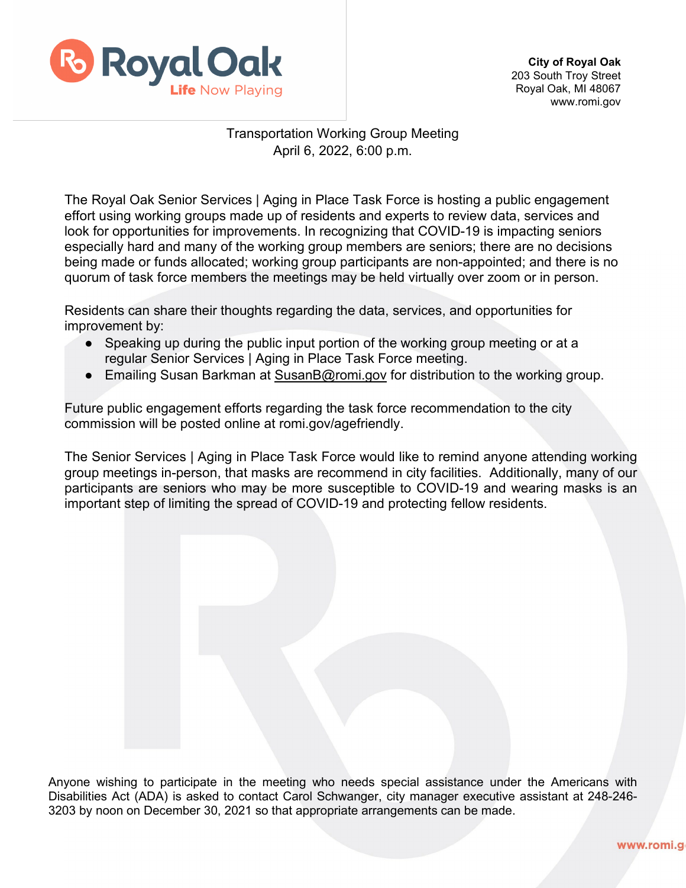Royal Oak
Life Now Playing

**City of Royal Oak**
203 South Troy Street
Royal Oak, MI 48067
www.romi.gov

Transportation Working Group Meeting
April 6, 2022, 6:00 p.m.

The Royal Oak Senior Services | Aging in Place Task Force is hosting a public engagement effort using working groups made up of residents and experts to review data, services and look for opportunities for improvements. In recognizing that COVID-19 is impacting seniors especially hard and many of the working group members are seniors; there are no decisions being made or funds allocated; working group participants are non-appointed; and there is no quorum of task force members the meetings may be held virtually over zoom or in person.

Residents can share their thoughts regarding the data, services, and opportunities for improvement by:

- Speaking up during the public input portion of the working group meeting or at a regular Senior Services | Aging in Place Task Force meeting.
- Emailing Susan Barkman at SusanB@romi.gov for distribution to the working group.

Future public engagement efforts regarding the task force recommendation to the city commission will be posted online at romi.gov/agefriendly.

The Senior Services | Aging in Place Task Force would like to remind anyone attending working group meetings in-person, that masks are recommend in city facilities. Additionally, many of our participants are seniors who may be more susceptible to COVID-19 and wearing masks is an important step of limiting the spread of COVID-19 and protecting fellow residents.

Anyone wishing to participate in the meeting who needs special assistance under the Americans with Disabilities Act (ADA) is asked to contact Carol Schwanger, city manager executive assistant at 248-246-3203 by noon on December 30, 2021 so that appropriate arrangements can be made.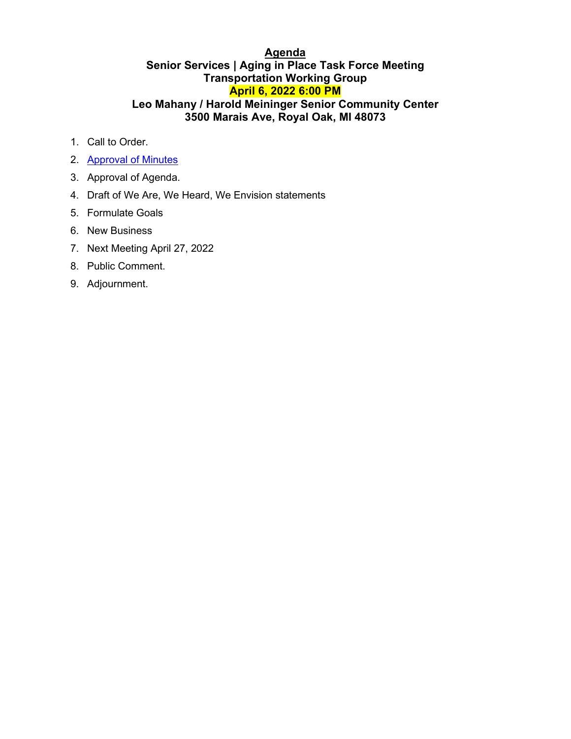# Agenda

## Senior Services | Aging in Place Task Force Meeting
## Transportation Working Group
## April 6, 2022 6:00 PM
## Leo Mahany / Harold Meininger Senior Community Center
## 3500 Marais Ave, Royal Oak, MI 48073

1. Call to Order.
2. Approval of Minutes
3. Approval of Agenda.
4. Draft of We Are, We Heard, We Envision statements
5. Formulate Goals
6. New Business
7. Next Meeting April 27, 2022
8. Public Comment.
9. Adjournment.